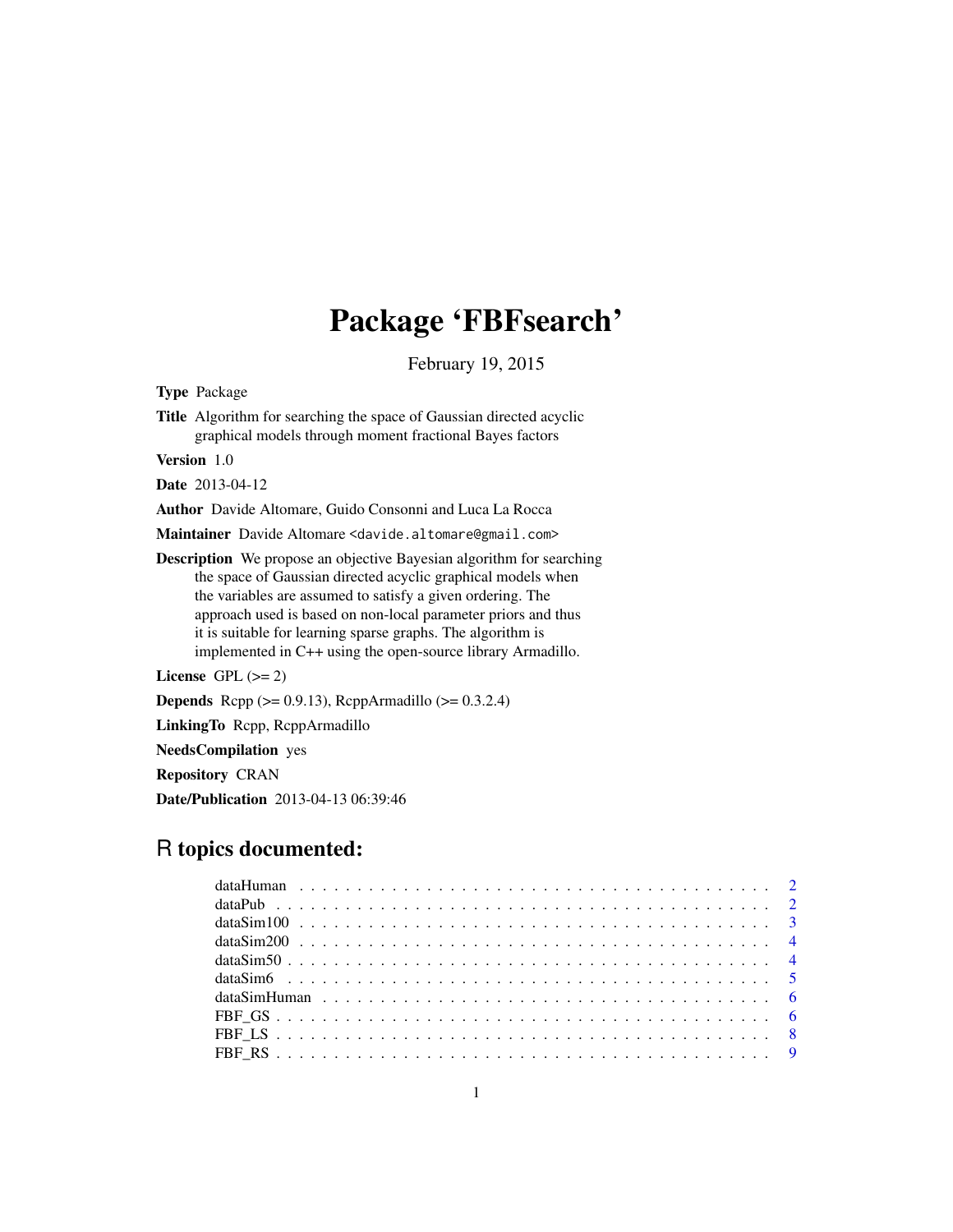# Package 'FBFsearch'

February 19, 2015

**Type** Package

**Title** Algorithm for searching the space of Gaussian directed acyclic graphical models through moment fractional Bayes factors

**Version** 1.0

**Date** 2013-04-12

**Author** Davide Altomare, Guido Consonni and Luca La Rocca

**Maintainer** Davide Altomare <davide.altomare@gmail.com>

**Description** We propose an objective Bayesian algorithm for searching the space of Gaussian directed acyclic graphical models when the variables are assumed to satisfy a given ordering. The approach used is based on non-local parameter priors and thus it is suitable for learning sparse graphs. The algorithm is implemented in C++ using the open-source library Armadillo.

**License** GPL (>= 2)

**Depends** Rcpp (>= 0.9.13), RcppArmadillo (>= 0.3.2.4)

**LinkingTo** Rcpp, RcppArmadillo

**NeedsCompilation** yes

**Repository** CRAN

**Date/Publication** 2013-04-13 06:39:46

## R topics documented:

- dataHuman . . . . . . . . . . . . . . . . . . . . . . . . . . . . . . . . . . . . . . . . 2
- dataPub . . . . . . . . . . . . . . . . . . . . . . . . . . . . . . . . . . . . . . . . . . 2
- dataSim100 . . . . . . . . . . . . . . . . . . . . . . . . . . . . . . . . . . . . . . . 3
- dataSim200 . . . . . . . . . . . . . . . . . . . . . . . . . . . . . . . . . . . . . . . 4
- dataSim50 . . . . . . . . . . . . . . . . . . . . . . . . . . . . . . . . . . . . . . . . 4
- dataSim6 . . . . . . . . . . . . . . . . . . . . . . . . . . . . . . . . . . . . . . . . 5
- dataSimHuman . . . . . . . . . . . . . . . . . . . . . . . . . . . . . . . . . . . . . 6
- FBF_GS . . . . . . . . . . . . . . . . . . . . . . . . . . . . . . . . . . . . . . . . . 6
- FBF_LS . . . . . . . . . . . . . . . . . . . . . . . . . . . . . . . . . . . . . . . . . 8
- FBF_RS . . . . . . . . . . . . . . . . . . . . . . . . . . . . . . . . . . . . . . . . . 9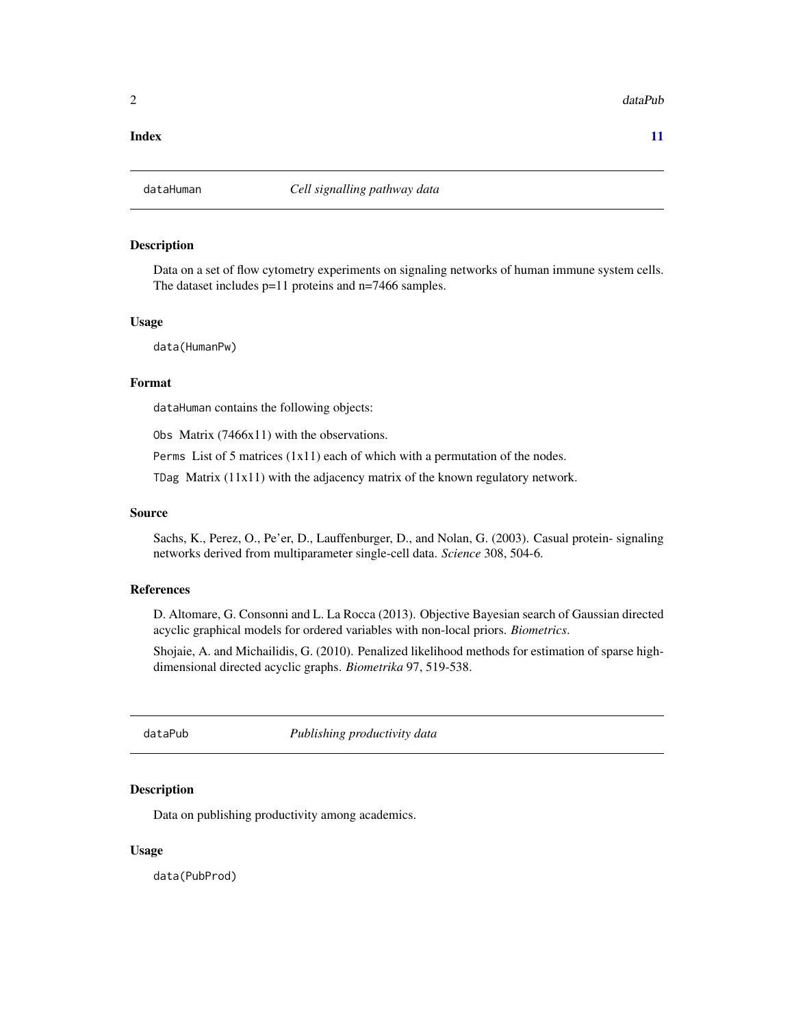**Index** **11**

---

dataHuman *Cell signalling pathway data*

---

### Description

Data on a set of flow cytometry experiments on signaling networks of human immune system cells. The dataset includes p=11 proteins and n=7466 samples.

### Usage

```
data(HumanPw)
```

### Format

dataHuman contains the following objects:

Obs Matrix (7466x11) with the observations.

Perms List of 5 matrices (1x11) each of which with a permutation of the nodes.

TDag Matrix (11x11) with the adjacency matrix of the known regulatory network.

### Source

Sachs, K., Perez, O., Pe'er, D., Lauffenburger, D., and Nolan, G. (2003). Casual protein- signaling networks derived from multiparameter single-cell data. *Science* 308, 504-6.

### References

D. Altomare, G. Consonni and L. La Rocca (2013). Objective Bayesian search of Gaussian directed acyclic graphical models for ordered variables with non-local priors. *Biometrics*.

Shojaie, A. and Michailidis, G. (2010). Penalized likelihood methods for estimation of sparse high-dimensional directed acyclic graphs. *Biometrika* 97, 519-538.

---

dataPub *Publishing productivity data*

---

### Description

Data on publishing productivity among academics.

### Usage

```
data(PubProd)
```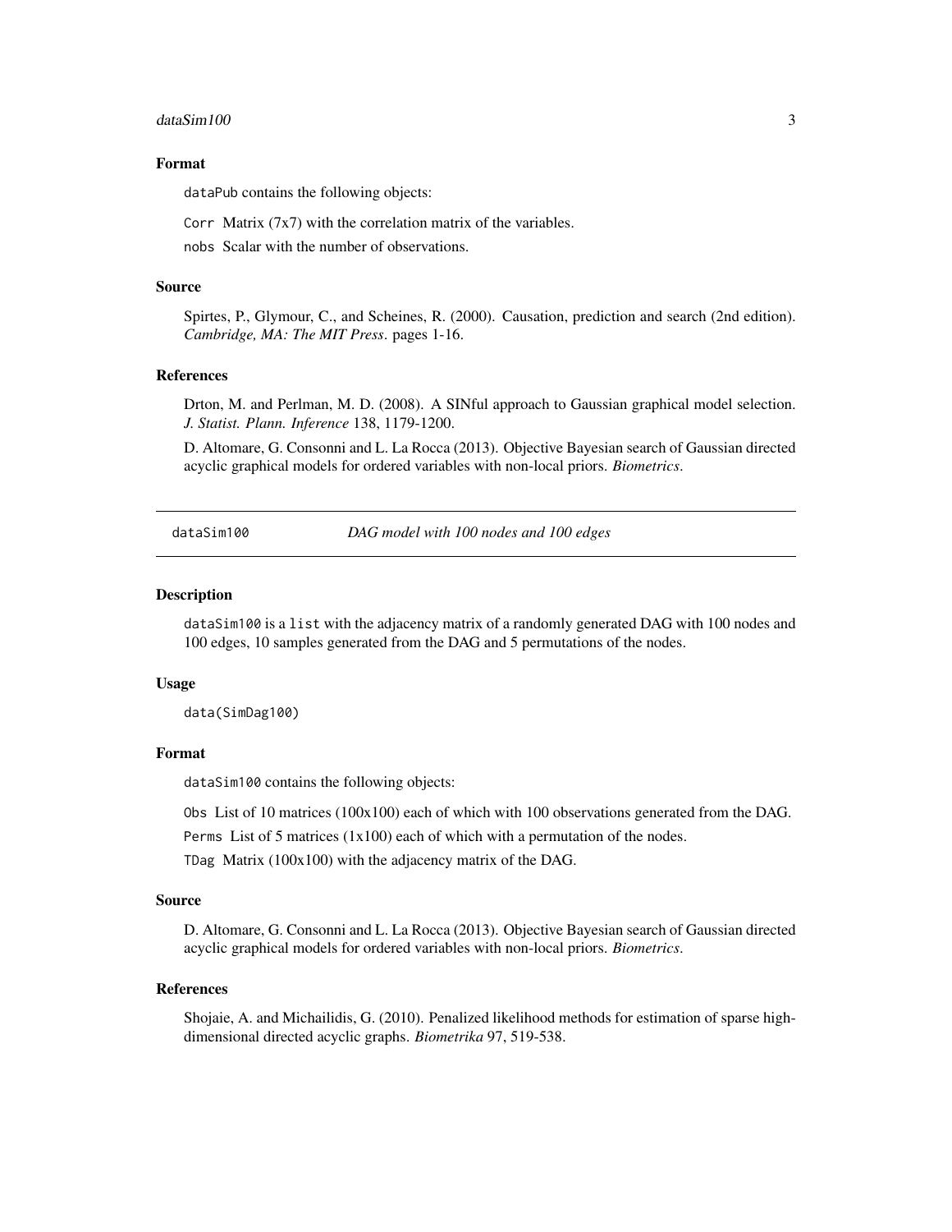## Format

dataPub contains the following objects:

Corr Matrix (7x7) with the correlation matrix of the variables.

nobs Scalar with the number of observations.

## Source

Spirtes, P., Glymour, C., and Scheines, R. (2000). Causation, prediction and search (2nd edition). *Cambridge, MA: The MIT Press*. pages 1-16.

## References

Drton, M. and Perlman, M. D. (2008). A SINful approach to Gaussian graphical model selection. *J. Statist. Plann. Inference* 138, 1179-1200.

D. Altomare, G. Consonni and L. La Rocca (2013). Objective Bayesian search of Gaussian directed acyclic graphical models for ordered variables with non-local priors. *Biometrics*.

---

# dataSim100 — *DAG model with 100 nodes and 100 edges*

---

## Description

dataSim100 is a list with the adjacency matrix of a randomly generated DAG with 100 nodes and 100 edges, 10 samples generated from the DAG and 5 permutations of the nodes.

## Usage

```
data(SimDag100)
```

## Format

dataSim100 contains the following objects:

Obs List of 10 matrices (100x100) each of which with 100 observations generated from the DAG.

Perms List of 5 matrices (1x100) each of which with a permutation of the nodes.

TDag Matrix (100x100) with the adjacency matrix of the DAG.

## Source

D. Altomare, G. Consonni and L. La Rocca (2013). Objective Bayesian search of Gaussian directed acyclic graphical models for ordered variables with non-local priors. *Biometrics*.

## References

Shojaie, A. and Michailidis, G. (2010). Penalized likelihood methods for estimation of sparse high-dimensional directed acyclic graphs. *Biometrika* 97, 519-538.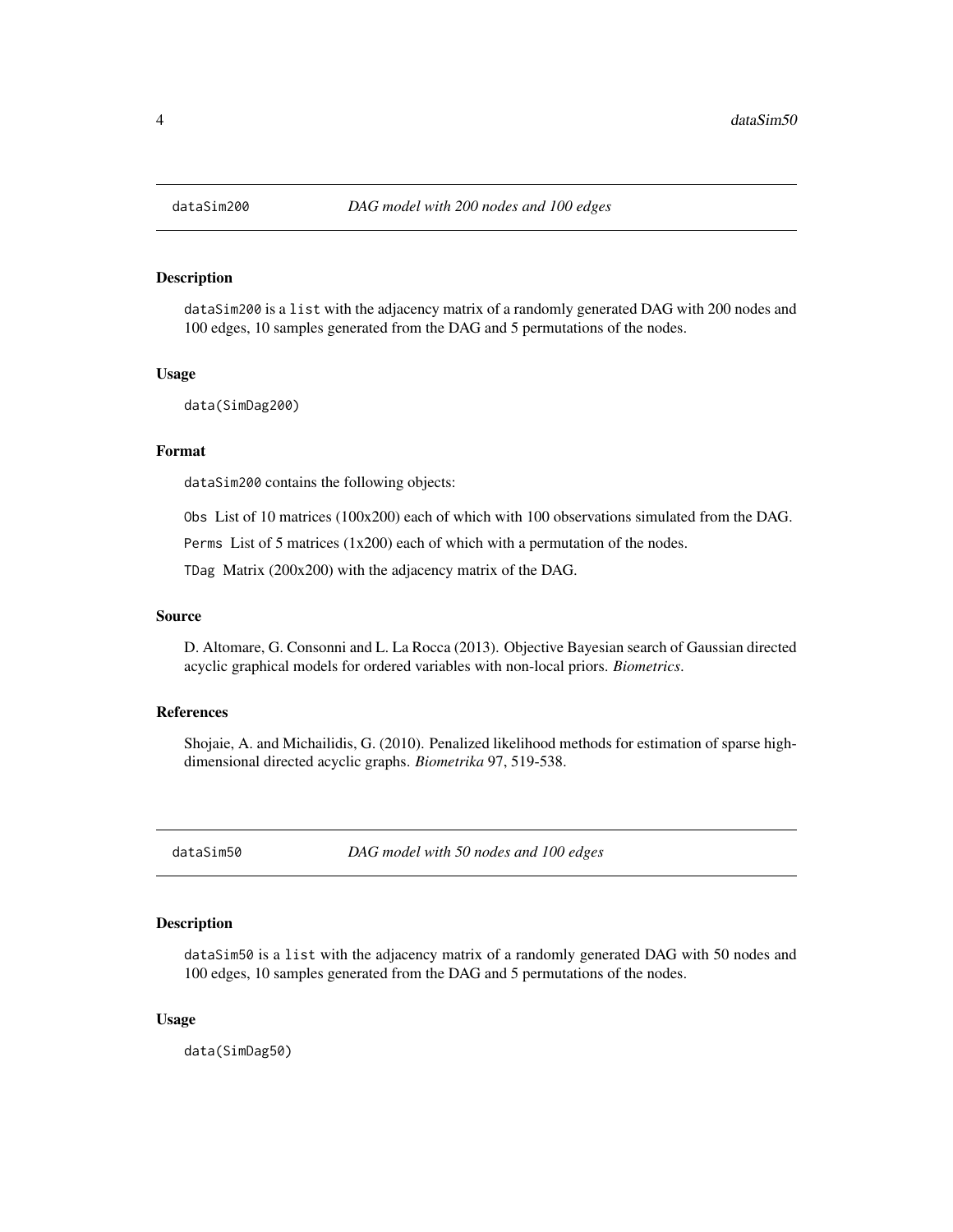## dataSim200 — *DAG model with 200 nodes and 100 edges*

### Description

dataSim200 is a list with the adjacency matrix of a randomly generated DAG with 200 nodes and 100 edges, 10 samples generated from the DAG and 5 permutations of the nodes.

### Usage

```
data(SimDag200)
```

### Format

dataSim200 contains the following objects:

Obs List of 10 matrices (100x200) each of which with 100 observations simulated from the DAG.

Perms List of 5 matrices (1x200) each of which with a permutation of the nodes.

TDag Matrix (200x200) with the adjacency matrix of the DAG.

### Source

D. Altomare, G. Consonni and L. La Rocca (2013). Objective Bayesian search of Gaussian directed acyclic graphical models for ordered variables with non-local priors. *Biometrics*.

### References

Shojaie, A. and Michailidis, G. (2010). Penalized likelihood methods for estimation of sparse high-dimensional directed acyclic graphs. *Biometrika* 97, 519-538.

## dataSim50 — *DAG model with 50 nodes and 100 edges*

### Description

dataSim50 is a list with the adjacency matrix of a randomly generated DAG with 50 nodes and 100 edges, 10 samples generated from the DAG and 5 permutations of the nodes.

### Usage

```
data(SimDag50)
```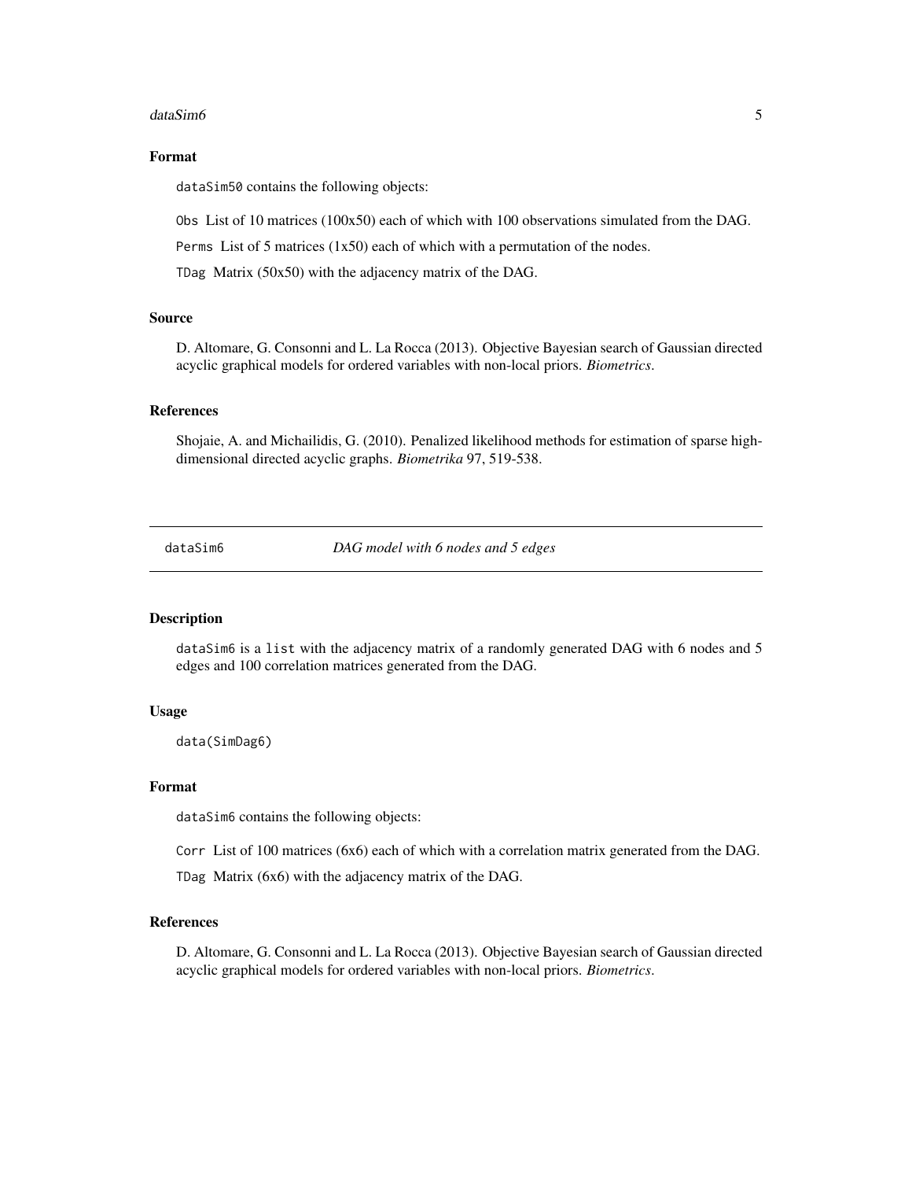### Format

dataSim50 contains the following objects:

Obs List of 10 matrices (100x50) each of which with 100 observations simulated from the DAG.

Perms List of 5 matrices (1x50) each of which with a permutation of the nodes.

TDag Matrix (50x50) with the adjacency matrix of the DAG.

### Source

D. Altomare, G. Consonni and L. La Rocca (2013). Objective Bayesian search of Gaussian directed acyclic graphical models for ordered variables with non-local priors. *Biometrics*.

### References

Shojaie, A. and Michailidis, G. (2010). Penalized likelihood methods for estimation of sparse high-dimensional directed acyclic graphs. *Biometrika* 97, 519-538.

---

## dataSim6 *DAG model with 6 nodes and 5 edges*

### Description

dataSim6 is a list with the adjacency matrix of a randomly generated DAG with 6 nodes and 5 edges and 100 correlation matrices generated from the DAG.

### Usage

```
data(SimDag6)
```

### Format

dataSim6 contains the following objects:

Corr List of 100 matrices (6x6) each of which with a correlation matrix generated from the DAG.

TDag Matrix (6x6) with the adjacency matrix of the DAG.

### References

D. Altomare, G. Consonni and L. La Rocca (2013). Objective Bayesian search of Gaussian directed acyclic graphical models for ordered variables with non-local priors. *Biometrics*.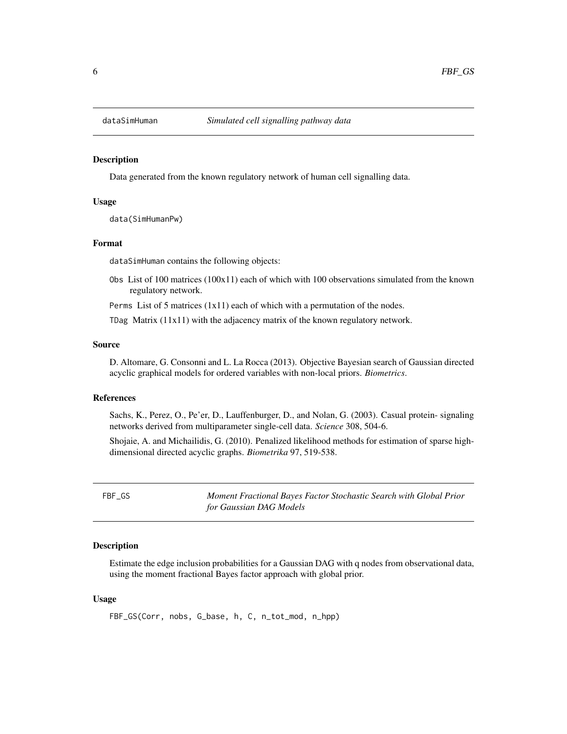## dataSimHuman — *Simulated cell signalling pathway data*

### Description

Data generated from the known regulatory network of human cell signalling data.

### Usage

```
data(SimHumanPw)
```

### Format

dataSimHuman contains the following objects:

- `Obs` List of 100 matrices (100x11) each of which with 100 observations simulated from the known regulatory network.
- `Perms` List of 5 matrices (1x11) each of which with a permutation of the nodes.
- `TDag` Matrix (11x11) with the adjacency matrix of the known regulatory network.

### Source

D. Altomare, G. Consonni and L. La Rocca (2013). Objective Bayesian search of Gaussian directed acyclic graphical models for ordered variables with non-local priors. *Biometrics*.

### References

Sachs, K., Perez, O., Pe'er, D., Lauffenburger, D., and Nolan, G. (2003). Casual protein- signaling networks derived from multiparameter single-cell data. *Science* 308, 504-6.

Shojaie, A. and Michailidis, G. (2010). Penalized likelihood methods for estimation of sparse high-dimensional directed acyclic graphs. *Biometrika* 97, 519-538.

## FBF_GS — *Moment Fractional Bayes Factor Stochastic Search with Global Prior for Gaussian DAG Models*

### Description

Estimate the edge inclusion probabilities for a Gaussian DAG with q nodes from observational data, using the moment fractional Bayes factor approach with global prior.

### Usage

```
FBF_GS(Corr, nobs, G_base, h, C, n_tot_mod, n_hpp)
```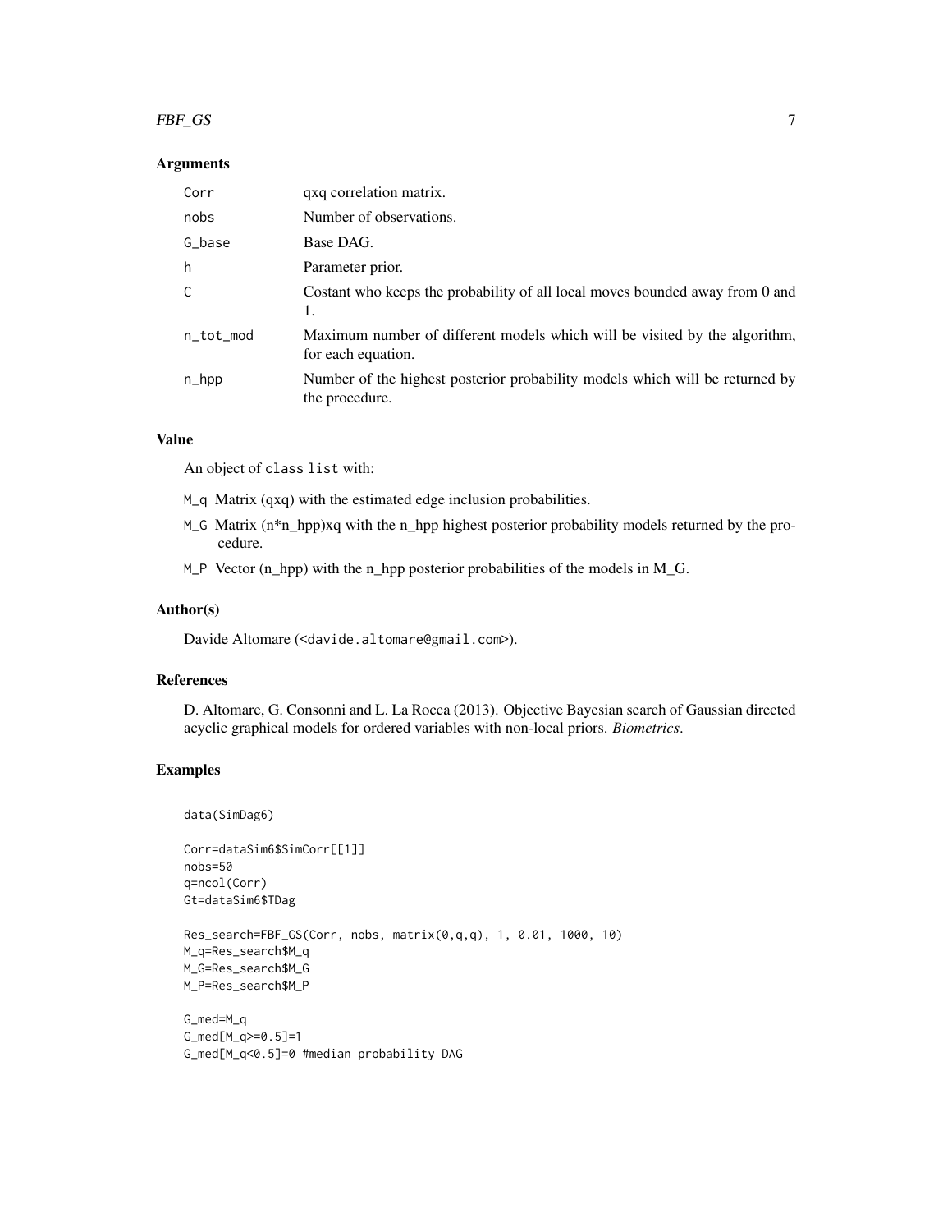## Arguments

| | |
|---|---|
| Corr | qxq correlation matrix. |
| nobs | Number of observations. |
| G_base | Base DAG. |
| h | Parameter prior. |
| C | Costant who keeps the probability of all local moves bounded away from 0 and 1. |
| n_tot_mod | Maximum number of different models which will be visited by the algorithm, for each equation. |
| n_hpp | Number of the highest posterior probability models which will be returned by the procedure. |

## Value

An object of class list with:

- M_q Matrix (qxq) with the estimated edge inclusion probabilities.
- M_G Matrix (n*n_hpp)xq with the n_hpp highest posterior probability models returned by the procedure.
- M_P Vector (n_hpp) with the n_hpp posterior probabilities of the models in M_G.

## Author(s)

Davide Altomare (<davide.altomare@gmail.com>).

## References

D. Altomare, G. Consonni and L. La Rocca (2013). Objective Bayesian search of Gaussian directed acyclic graphical models for ordered variables with non-local priors. *Biometrics*.

## Examples

```
data(SimDag6)

Corr=dataSim6$SimCorr[[1]]
nobs=50
q=ncol(Corr)
Gt=dataSim6$TDag

Res_search=FBF_GS(Corr, nobs, matrix(0,q,q), 1, 0.01, 1000, 10)
M_q=Res_search$M_q
M_G=Res_search$M_G
M_P=Res_search$M_P

G_med=M_q
G_med[M_q>=0.5]=1
G_med[M_q<0.5]=0 #median probability DAG
```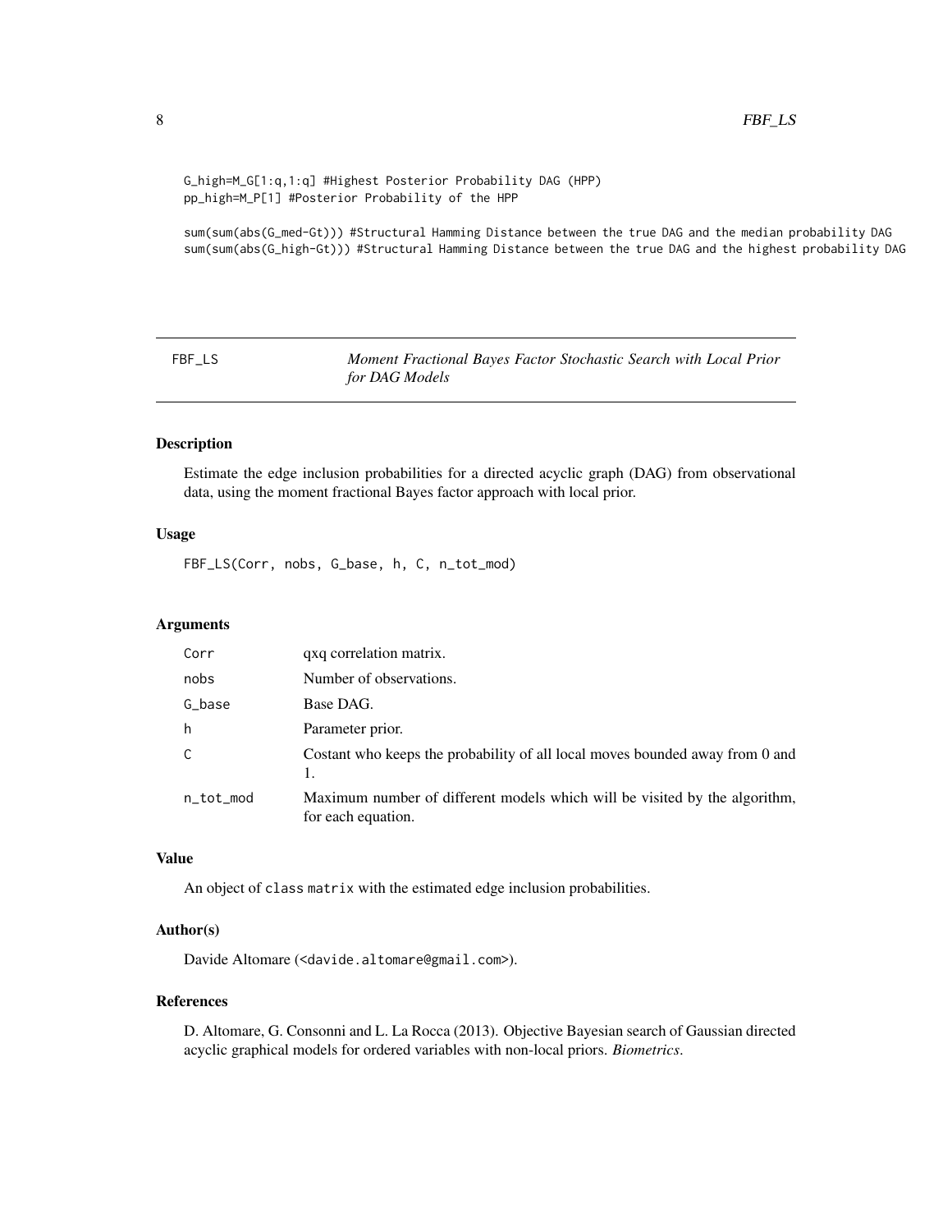```
G_high=M_G[1:q,1:q] #Highest Posterior Probability DAG (HPP)
pp_high=M_P[1] #Posterior Probability of the HPP

sum(sum(abs(G_med-Gt))) #Structural Hamming Distance between the true DAG and the median probability DAG
sum(sum(abs(G_high-Gt))) #Structural Hamming Distance between the true DAG and the highest probability DAG
```

---

## FBF_LS — *Moment Fractional Bayes Factor Stochastic Search with Local Prior for DAG Models*

---

### Description

Estimate the edge inclusion probabilities for a directed acyclic graph (DAG) from observational data, using the moment fractional Bayes factor approach with local prior.

### Usage

```
FBF_LS(Corr, nobs, G_base, h, C, n_tot_mod)
```

### Arguments

| | |
|---|---|
| Corr | qxq correlation matrix. |
| nobs | Number of observations. |
| G_base | Base DAG. |
| h | Parameter prior. |
| C | Costant who keeps the probability of all local moves bounded away from 0 and 1. |
| n_tot_mod | Maximum number of different models which will be visited by the algorithm, for each equation. |

### Value

An object of class matrix with the estimated edge inclusion probabilities.

### Author(s)

Davide Altomare (<davide.altomare@gmail.com>).

### References

D. Altomare, G. Consonni and L. La Rocca (2013). Objective Bayesian search of Gaussian directed acyclic graphical models for ordered variables with non-local priors. *Biometrics*.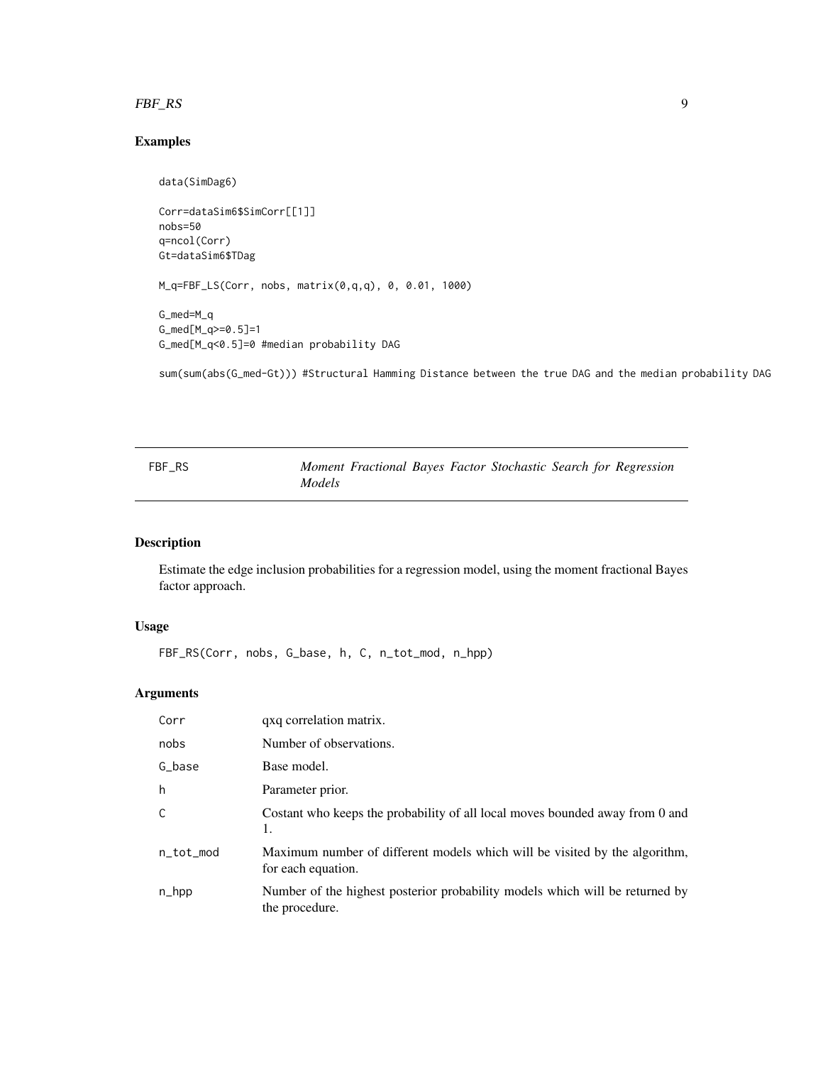## Examples

```
data(SimDag6)

Corr=dataSim6$SimCorr[[1]]
nobs=50
q=ncol(Corr)
Gt=dataSim6$TDag

M_q=FBF_LS(Corr, nobs, matrix(0,q,q), 0, 0.01, 1000)

G_med=M_q
G_med[M_q>=0.5]=1
G_med[M_q<0.5]=0 #median probability DAG

sum(sum(abs(G_med-Gt))) #Structural Hamming Distance between the true DAG and the median probability DAG
```

---

`FBF_RS` *Moment Fractional Bayes Factor Stochastic Search for Regression Models*

---

## Description

Estimate the edge inclusion probabilities for a regression model, using the moment fractional Bayes factor approach.

## Usage

```
FBF_RS(Corr, nobs, G_base, h, C, n_tot_mod, n_hpp)
```

## Arguments

| | |
|---|---|
| `Corr` | qxq correlation matrix. |
| `nobs` | Number of observations. |
| `G_base` | Base model. |
| `h` | Parameter prior. |
| `C` | Costant who keeps the probability of all local moves bounded away from 0 and 1. |
| `n_tot_mod` | Maximum number of different models which will be visited by the algorithm, for each equation. |
| `n_hpp` | Number of the highest posterior probability models which will be returned by the procedure. |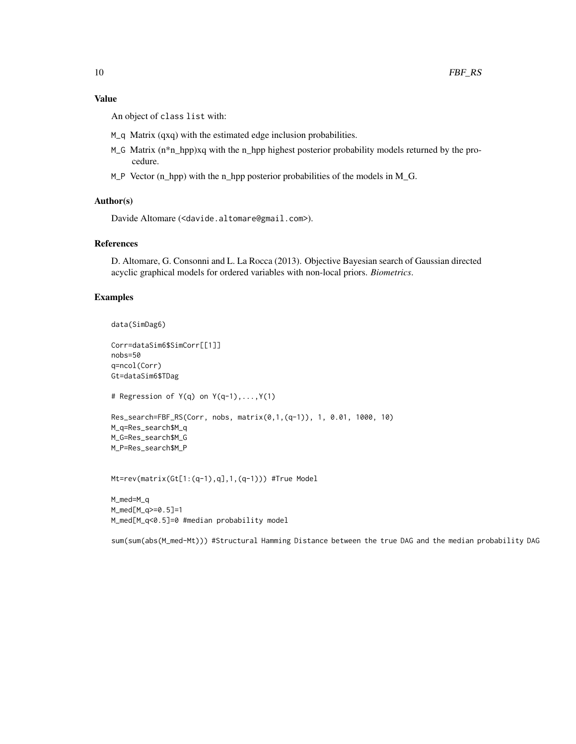## Value

An object of class list with:

- M_q Matrix (qxq) with the estimated edge inclusion probabilities.
- M_G Matrix (n*n_hpp)xq with the n_hpp highest posterior probability models returned by the procedure.
- M_P Vector (n_hpp) with the n_hpp posterior probabilities of the models in M_G.

## Author(s)

Davide Altomare (<davide.altomare@gmail.com>).

## References

D. Altomare, G. Consonni and L. La Rocca (2013). Objective Bayesian search of Gaussian directed acyclic graphical models for ordered variables with non-local priors. *Biometrics*.

## Examples

```
data(SimDag6)

Corr=dataSim6$SimCorr[[1]]
nobs=50
q=ncol(Corr)
Gt=dataSim6$TDag

# Regression of Y(q) on Y(q-1),...,Y(1)

Res_search=FBF_RS(Corr, nobs, matrix(0,1,(q-1)), 1, 0.01, 1000, 10)
M_q=Res_search$M_q
M_G=Res_search$M_G
M_P=Res_search$M_P


Mt=rev(matrix(Gt[1:(q-1),q],1,(q-1))) #True Model

M_med=M_q
M_med[M_q>=0.5]=1
M_med[M_q<0.5]=0 #median probability model

sum(sum(abs(M_med-Mt))) #Structural Hamming Distance between the true DAG and the median probability DAG
```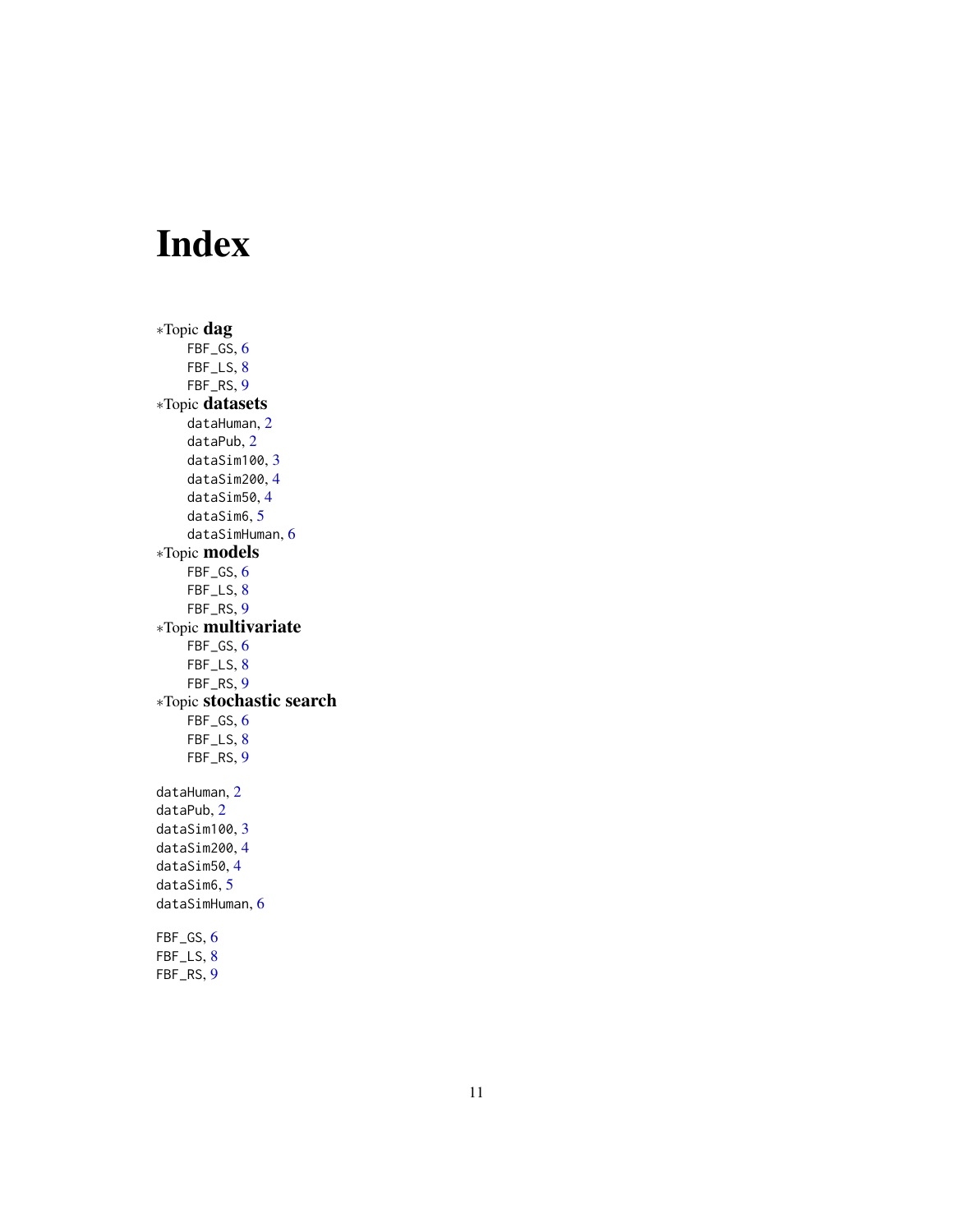# Index

*Topic **dag**
- FBF_GS, 6
- FBF_LS, 8
- FBF_RS, 9

*Topic **datasets**
- dataHuman, 2
- dataPub, 2
- dataSim100, 3
- dataSim200, 4
- dataSim50, 4
- dataSim6, 5
- dataSimHuman, 6

*Topic **models**
- FBF_GS, 6
- FBF_LS, 8
- FBF_RS, 9

*Topic **multivariate**
- FBF_GS, 6
- FBF_LS, 8
- FBF_RS, 9

*Topic **stochastic search**
- FBF_GS, 6
- FBF_LS, 8
- FBF_RS, 9

dataHuman, 2
dataPub, 2
dataSim100, 3
dataSim200, 4
dataSim50, 4
dataSim6, 5
dataSimHuman, 6

FBF_GS, 6
FBF_LS, 8
FBF_RS, 9